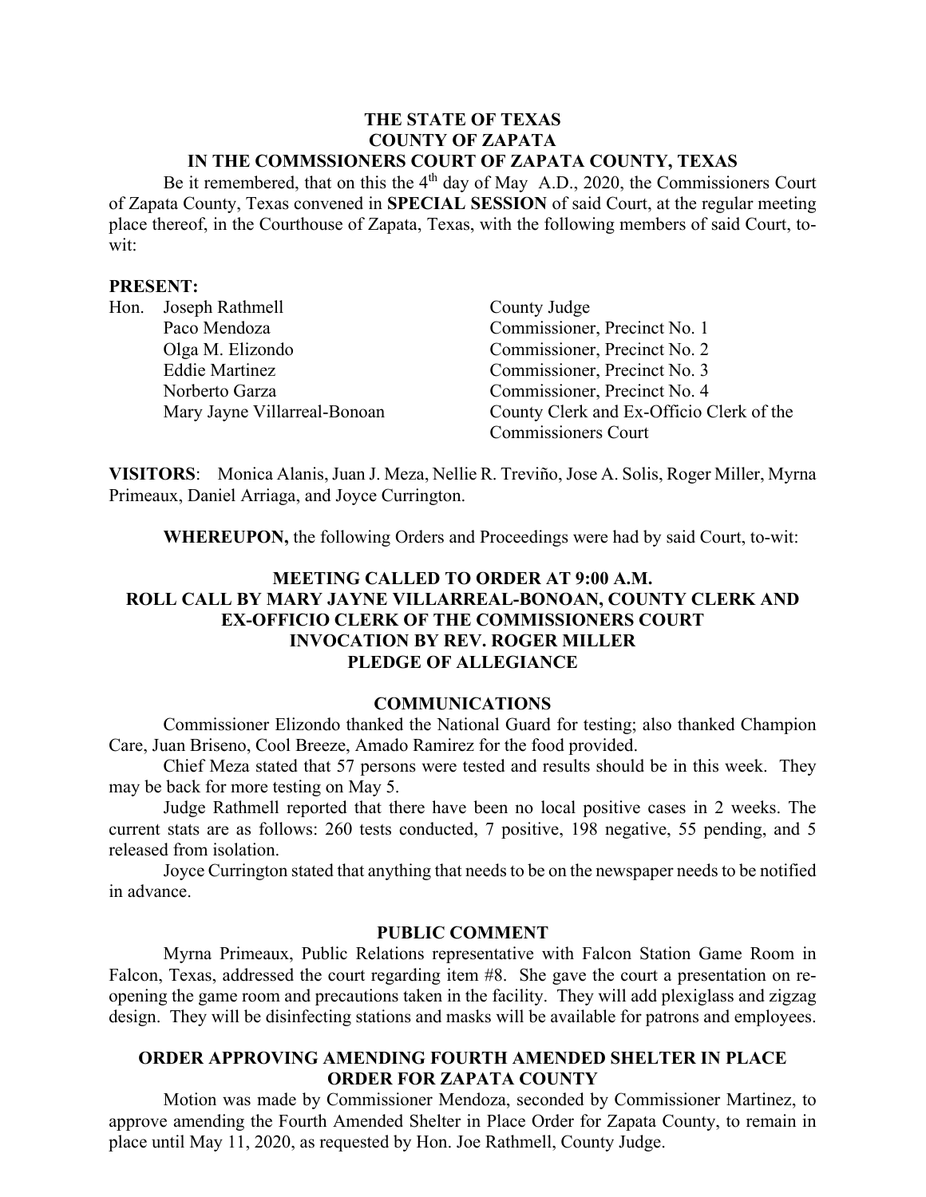**THE STATE OF TEXAS**
**COUNTY OF ZAPATA**
**IN THE COMMSSIONERS COURT OF ZAPATA COUNTY, TEXAS**

Be it remembered, that on this the 4th day of May A.D., 2020, the Commissioners Court of Zapata County, Texas convened in **SPECIAL SESSION** of said Court, at the regular meeting place thereof, in the Courthouse of Zapata, Texas, with the following members of said Court, to-wit:

**PRESENT:**

| | | |
|---|---|---|
| Hon. | Joseph Rathmell | County Judge |
| | Paco Mendoza | Commissioner, Precinct No. 1 |
| | Olga M. Elizondo | Commissioner, Precinct No. 2 |
| | Eddie Martinez | Commissioner, Precinct No. 3 |
| | Norberto Garza | Commissioner, Precinct No. 4 |
| | Mary Jayne Villarreal-Bonoan | County Clerk and Ex-Officio Clerk of the Commissioners Court |

**VISITORS**: Monica Alanis, Juan J. Meza, Nellie R. Treviño, Jose A. Solis, Roger Miller, Myrna Primeaux, Daniel Arriaga, and Joyce Currington.

**WHEREUPON,** the following Orders and Proceedings were had by said Court, to-wit:

**MEETING CALLED TO ORDER AT 9:00 A.M.**
**ROLL CALL BY MARY JAYNE VILLARREAL-BONOAN, COUNTY CLERK AND EX-OFFICIO CLERK OF THE COMMISSIONERS COURT**
**INVOCATION BY REV. ROGER MILLER**
**PLEDGE OF ALLEGIANCE**

**COMMUNICATIONS**

Commissioner Elizondo thanked the National Guard for testing; also thanked Champion Care, Juan Briseno, Cool Breeze, Amado Ramirez for the food provided.

Chief Meza stated that 57 persons were tested and results should be in this week. They may be back for more testing on May 5.

Judge Rathmell reported that there have been no local positive cases in 2 weeks. The current stats are as follows: 260 tests conducted, 7 positive, 198 negative, 55 pending, and 5 released from isolation.

Joyce Currington stated that anything that needs to be on the newspaper needs to be notified in advance.

**PUBLIC COMMENT**

Myrna Primeaux, Public Relations representative with Falcon Station Game Room in Falcon, Texas, addressed the court regarding item #8. She gave the court a presentation on re-opening the game room and precautions taken in the facility. They will add plexiglass and zigzag design. They will be disinfecting stations and masks will be available for patrons and employees.

**ORDER APPROVING AMENDING FOURTH AMENDED SHELTER IN PLACE ORDER FOR ZAPATA COUNTY**

Motion was made by Commissioner Mendoza, seconded by Commissioner Martinez, to approve amending the Fourth Amended Shelter in Place Order for Zapata County, to remain in place until May 11, 2020, as requested by Hon. Joe Rathmell, County Judge.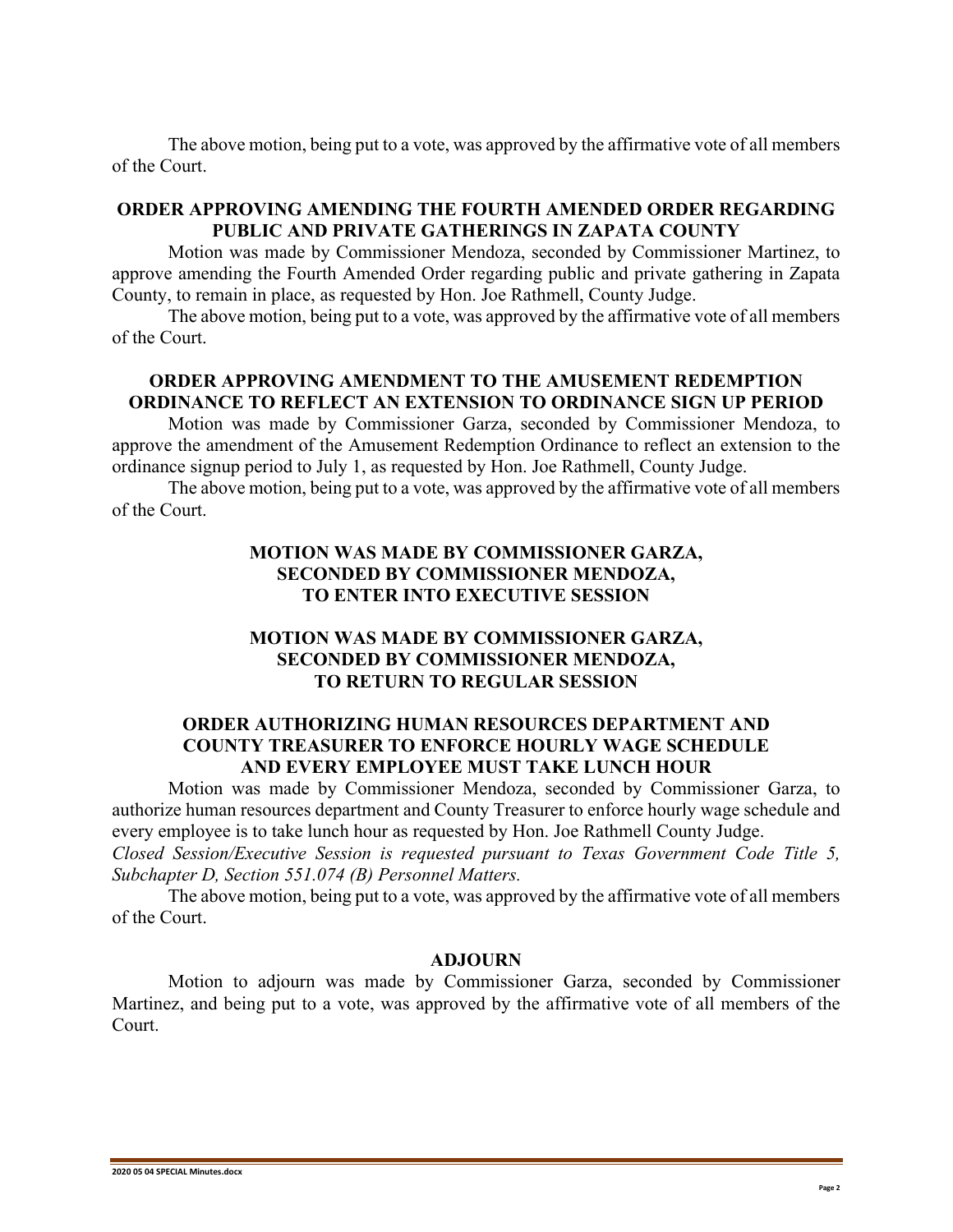The above motion, being put to a vote, was approved by the affirmative vote of all members of the Court.

## ORDER APPROVING AMENDING THE FOURTH AMENDED ORDER REGARDING PUBLIC AND PRIVATE GATHERINGS IN ZAPATA COUNTY

Motion was made by Commissioner Mendoza, seconded by Commissioner Martinez, to approve amending the Fourth Amended Order regarding public and private gathering in Zapata County, to remain in place, as requested by Hon. Joe Rathmell, County Judge.

The above motion, being put to a vote, was approved by the affirmative vote of all members of the Court.

## ORDER APPROVING AMENDMENT TO THE AMUSEMENT REDEMPTION ORDINANCE TO REFLECT AN EXTENSION TO ORDINANCE SIGN UP PERIOD

Motion was made by Commissioner Garza, seconded by Commissioner Mendoza, to approve the amendment of the Amusement Redemption Ordinance to reflect an extension to the ordinance signup period to July 1, as requested by Hon. Joe Rathmell, County Judge.

The above motion, being put to a vote, was approved by the affirmative vote of all members of the Court.

## MOTION WAS MADE BY COMMISSIONER GARZA, SECONDED BY COMMISSIONER MENDOZA, TO ENTER INTO EXECUTIVE SESSION

## MOTION WAS MADE BY COMMISSIONER GARZA, SECONDED BY COMMISSIONER MENDOZA, TO RETURN TO REGULAR SESSION

## ORDER AUTHORIZING HUMAN RESOURCES DEPARTMENT AND COUNTY TREASURER TO ENFORCE HOURLY WAGE SCHEDULE AND EVERY EMPLOYEE MUST TAKE LUNCH HOUR

Motion was made by Commissioner Mendoza, seconded by Commissioner Garza, to authorize human resources department and County Treasurer to enforce hourly wage schedule and every employee is to take lunch hour as requested by Hon. Joe Rathmell County Judge.

*Closed Session/Executive Session is requested pursuant to Texas Government Code Title 5, Subchapter D, Section 551.074 (B) Personnel Matters.*

The above motion, being put to a vote, was approved by the affirmative vote of all members of the Court.

## ADJOURN

Motion to adjourn was made by Commissioner Garza, seconded by Commissioner Martinez, and being put to a vote, was approved by the affirmative vote of all members of the Court.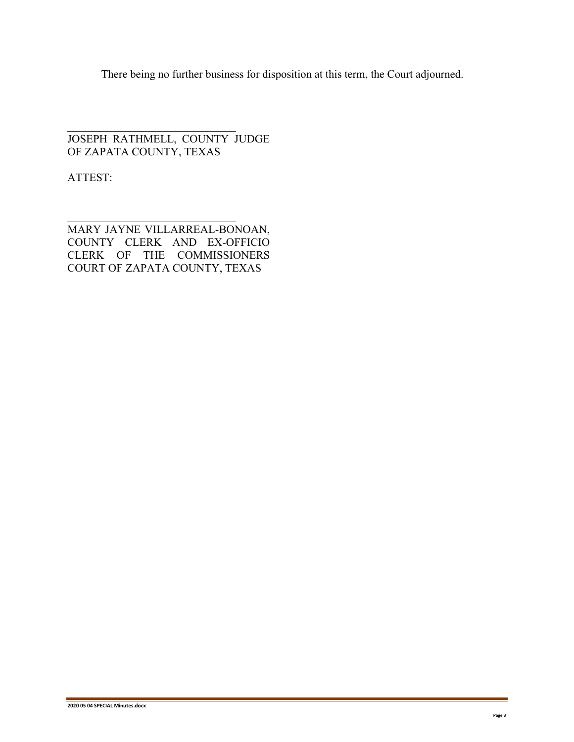There being no further business for disposition at this term, the Court adjourned.

\_\_\_\_\_\_\_\_\_\_\_\_\_\_\_\_\_\_\_\_\_\_\_\_\_\_\_\_\_\_

JOSEPH RATHMELL, COUNTY JUDGE OF ZAPATA COUNTY, TEXAS

ATTEST:

\_\_\_\_\_\_\_\_\_\_\_\_\_\_\_\_\_\_\_\_\_\_\_\_\_\_\_\_\_\_

MARY JAYNE VILLARREAL-BONOAN, COUNTY CLERK AND EX-OFFICIO CLERK OF THE COMMISSIONERS COURT OF ZAPATA COUNTY, TEXAS